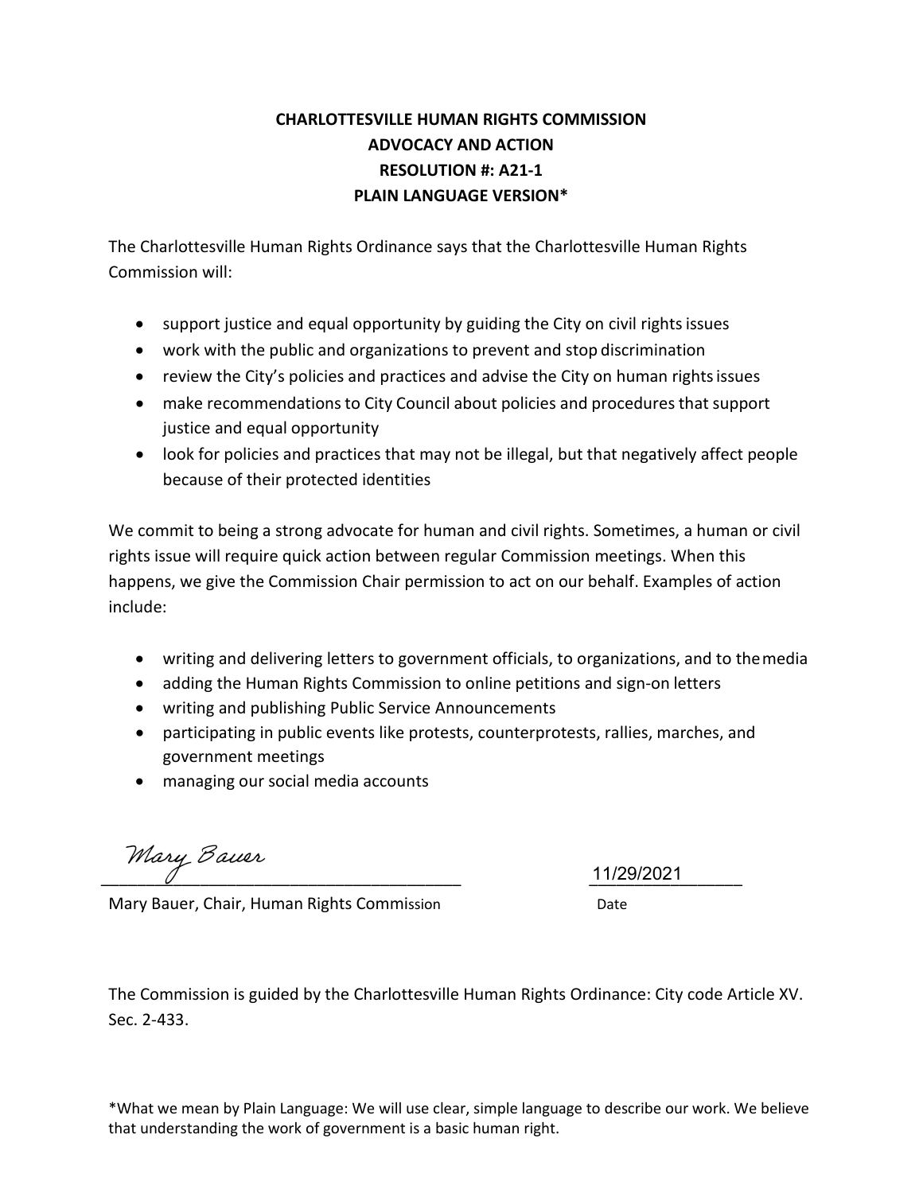**CHARLOTTESVILLE HUMAN RIGHTS COMMISSION**
**ADVOCACY AND ACTION**
**RESOLUTION #: A21-1**
**PLAIN LANGUAGE VERSION***

The Charlottesville Human Rights Ordinance says that the Charlottesville Human Rights Commission will:

- support justice and equal opportunity by guiding the City on civil rights issues
- work with the public and organizations to prevent and stop discrimination
- review the City's policies and practices and advise the City on human rights issues
- make recommendations to City Council about policies and procedures that support justice and equal opportunity
- look for policies and practices that may not be illegal, but that negatively affect people because of their protected identities

We commit to being a strong advocate for human and civil rights. Sometimes, a human or civil rights issue will require quick action between regular Commission meetings. When this happens, we give the Commission Chair permission to act on our behalf. Examples of action include:

- writing and delivering letters to government officials, to organizations, and to the media
- adding the Human Rights Commission to online petitions and sign-on letters
- writing and publishing Public Service Announcements
- participating in public events like protests, counterprotests, rallies, marches, and government meetings
- managing our social media accounts

Mary Bauer
_____________________________________
Mary Bauer, Chair, Human Rights Commission

11/29/2021
Date

The Commission is guided by the Charlottesville Human Rights Ordinance: City code Article XV. Sec. 2-433.

*What we mean by Plain Language: We will use clear, simple language to describe our work. We believe that understanding the work of government is a basic human right.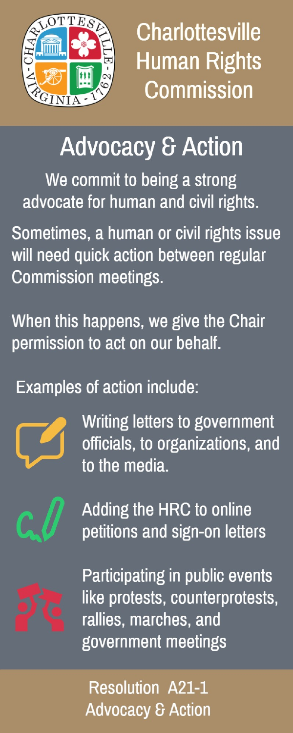# Charlottesville Human Rights Commission

## Advocacy & Action

We commit to being a strong advocate for human and civil rights.

Sometimes, a human or civil rights issue will need quick action between regular Commission meetings.

When this happens, we give the Chair permission to act on our behalf.

Examples of action include:

- Writing letters to government officials, to organizations, and to the media.
- Adding the HRC to online petitions and sign-on letters
- Participating in public events like protests, counterprotests, rallies, marches, and government meetings

Resolution A21-1
Advocacy & Action